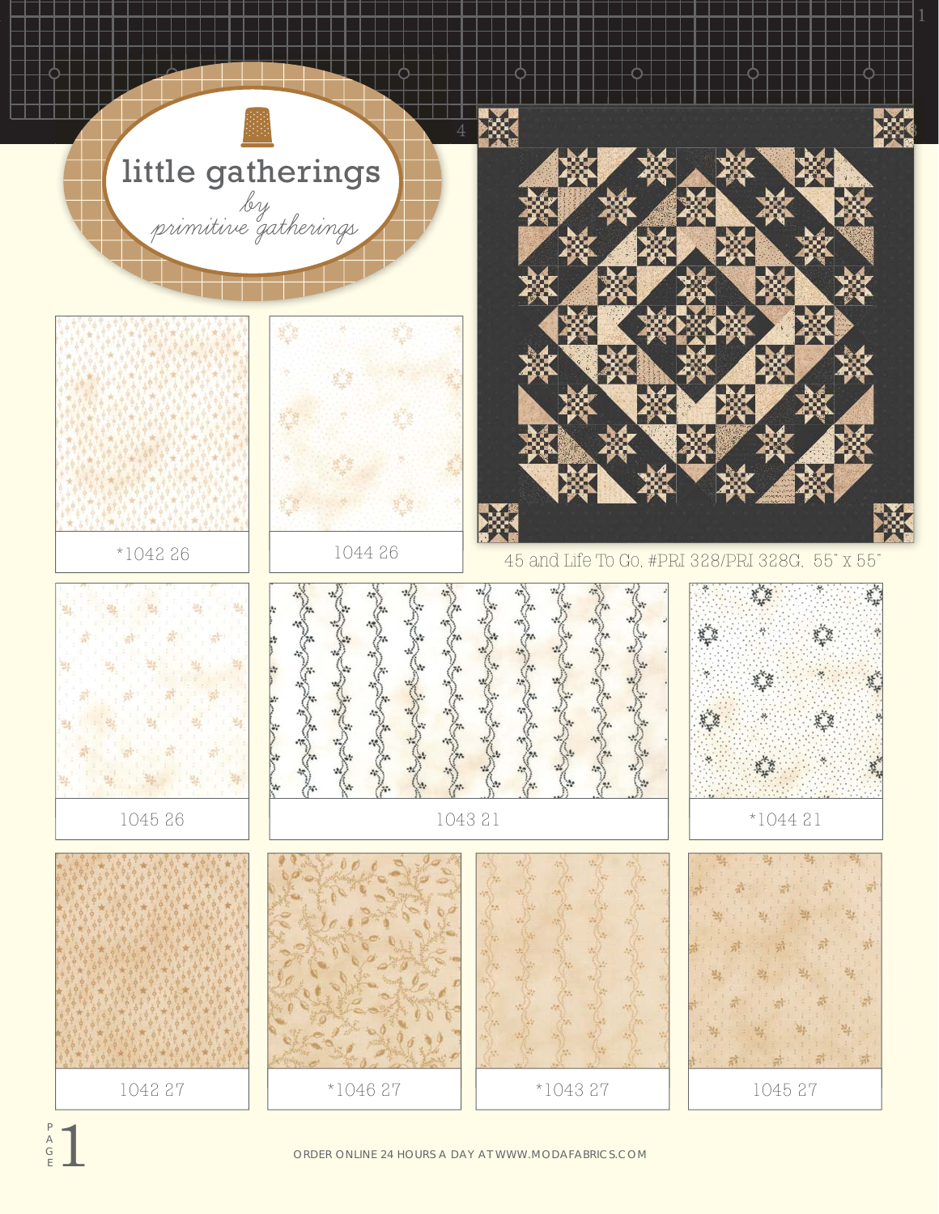# little gatherings

*by primitive gatherings*

*1042 26

1044 26

45 and Life To Go, #PRI 328/PRI 328G, 55" x 55"

1045 26

1043 21

*1044 21

1042 27

*1046 27

*1043 27

1045 27

ORDER ONLINE 24 HOURS A DAY AT WWW.MODAFABRICS.COM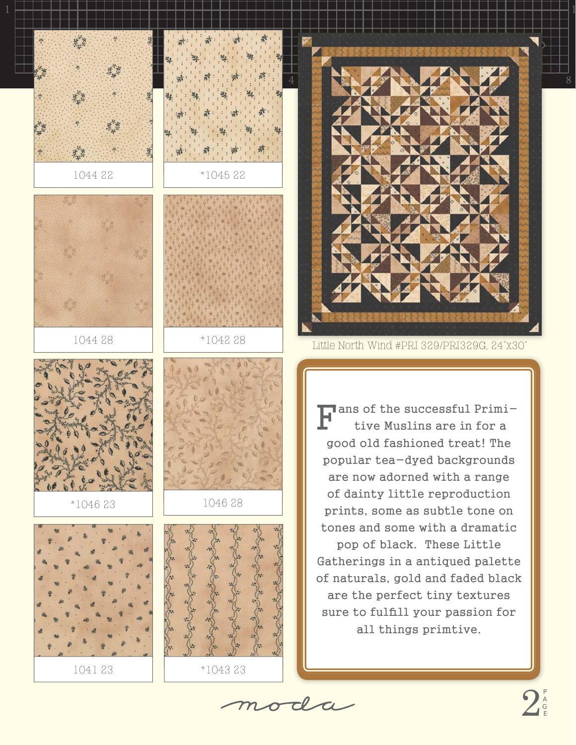1044 22

*1045 22

1044 28

*1042 28

*1046 23

1046 28

1041 23

*1043 23

Little North Wind #PRI 329/PRI329G, 24"x30"

Fans of the successful Primi-tive Muslins are in for a good old fashioned treat! The popular tea-dyed backgrounds are now adorned with a range of dainty little reproduction prints, some as subtle tone on tones and some with a dramatic pop of black. These Little Gatherings in a antiqued palette of naturals, gold and faded black are the perfect tiny textures sure to fulfill your passion for all things primtive.

moda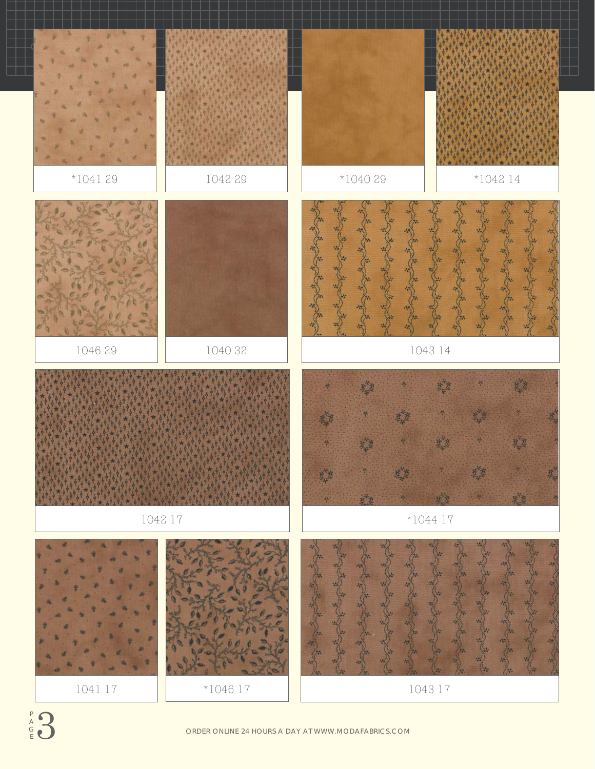*1041 29

1042 29

*1040 29

*1042 14

1046 29

1040 32

1043 14

1042 17

*1044 17

1041 17

*1046 17

1043 17

ORDER ONLINE 24 HOURS A DAY AT WWW.MODAFABRICS.COM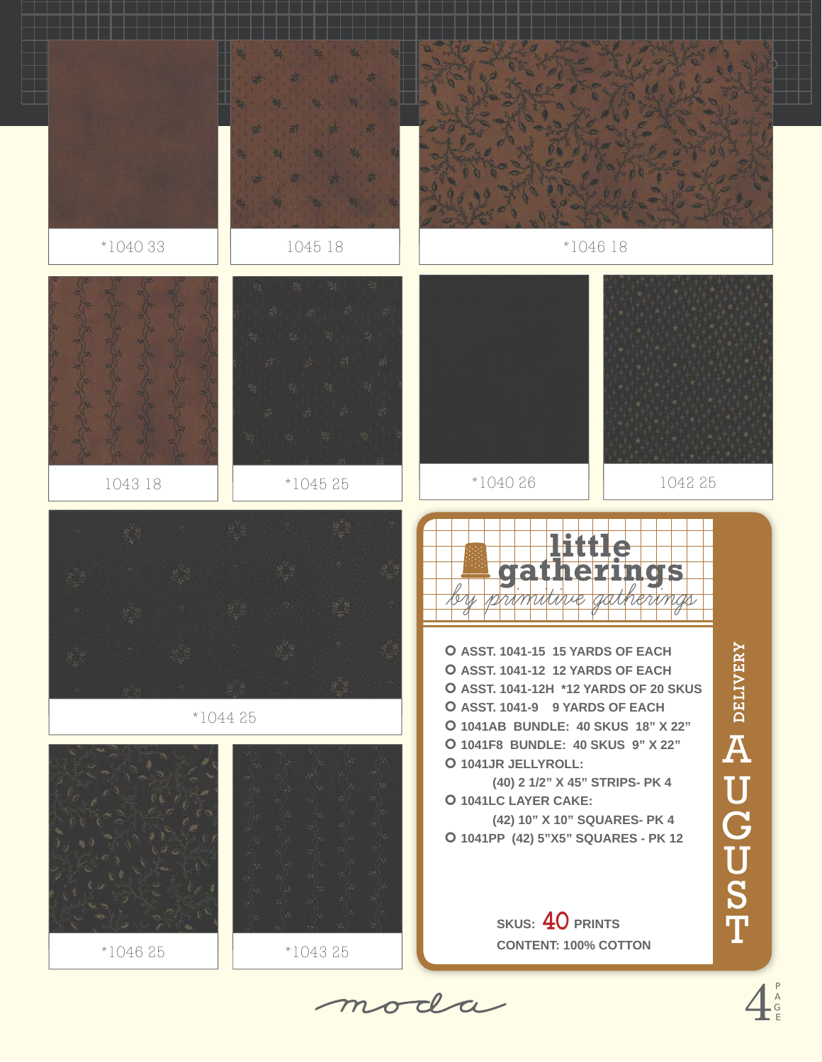*1040 33

1045 18

*1046 18

1043 18

*1045 25

*1040 26

1042 25

*1044 25

*1046 25

*1043 25

# little gatherings

*by primitive gatherings*

- ASST. 1041-15 15 YARDS OF EACH
- ASST. 1041-12 12 YARDS OF EACH
- ASST. 1041-12H *12 YARDS OF 20 SKUS
- ASST. 1041-9 9 YARDS OF EACH
- 1041AB BUNDLE: 40 SKUS 18" X 22"
- 1041F8 BUNDLE: 40 SKUS 9" X 22"
- 1041JR JELLYROLL: (40) 2 1/2" X 45" STRIPS- PK 4
- 1041LC LAYER CAKE: (42) 10" X 10" SQUARES- PK 4
- 1041PP (42) 5"X5" SQUARES - PK 12

SKUS: 40 PRINTS

CONTENT: 100% COTTON

DELIVERY AUGUST

moda